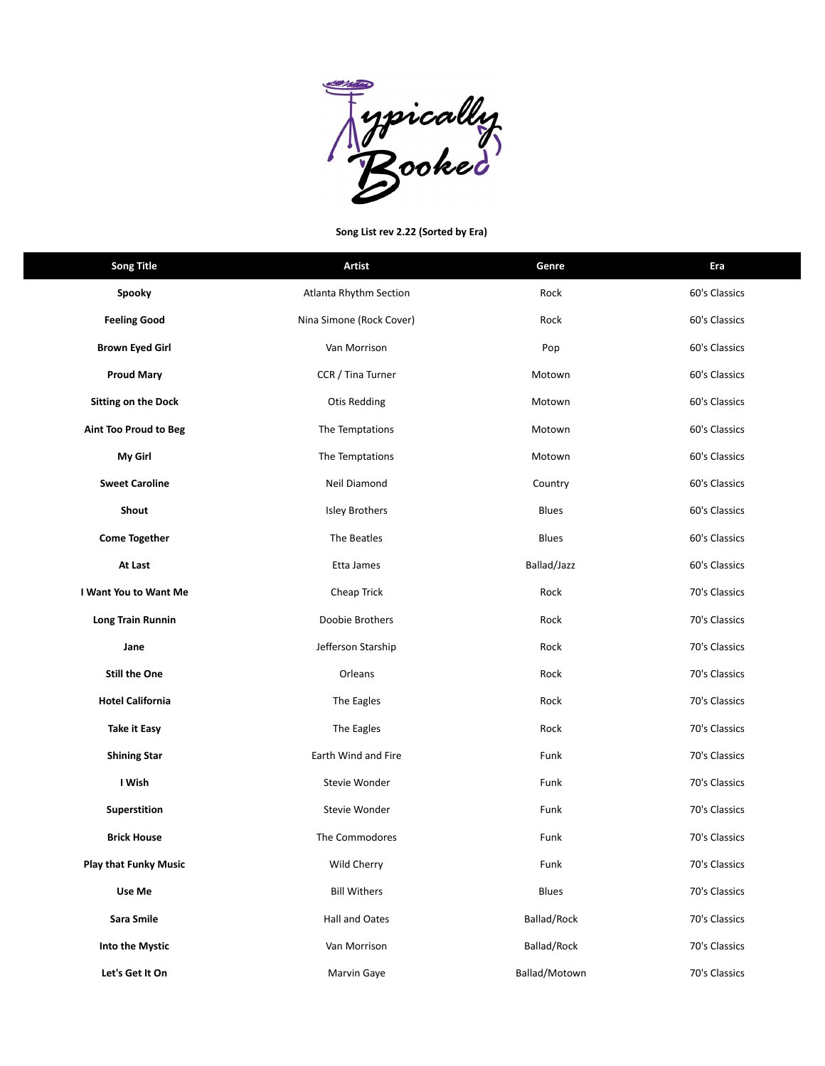**Song List rev 2.22 (Sorted by Era)**

| Song Title | Artist | Genre | Era |
| --- | --- | --- | --- |
| **Spooky** | Atlanta Rhythm Section | Rock | 60's Classics |
| **Feeling Good** | Nina Simone (Rock Cover) | Rock | 60's Classics |
| **Brown Eyed Girl** | Van Morrison | Pop | 60's Classics |
| **Proud Mary** | CCR / Tina Turner | Motown | 60's Classics |
| **Sitting on the Dock** | Otis Redding | Motown | 60's Classics |
| **Aint Too Proud to Beg** | The Temptations | Motown | 60's Classics |
| **My Girl** | The Temptations | Motown | 60's Classics |
| **Sweet Caroline** | Neil Diamond | Country | 60's Classics |
| **Shout** | Isley Brothers | Blues | 60's Classics |
| **Come Together** | The Beatles | Blues | 60's Classics |
| **At Last** | Etta James | Ballad/Jazz | 60's Classics |
| **I Want You to Want Me** | Cheap Trick | Rock | 70's Classics |
| **Long Train Runnin** | Doobie Brothers | Rock | 70's Classics |
| **Jane** | Jefferson Starship | Rock | 70's Classics |
| **Still the One** | Orleans | Rock | 70's Classics |
| **Hotel California** | The Eagles | Rock | 70's Classics |
| **Take it Easy** | The Eagles | Rock | 70's Classics |
| **Shining Star** | Earth Wind and Fire | Funk | 70's Classics |
| **I Wish** | Stevie Wonder | Funk | 70's Classics |
| **Superstition** | Stevie Wonder | Funk | 70's Classics |
| **Brick House** | The Commodores | Funk | 70's Classics |
| **Play that Funky Music** | Wild Cherry | Funk | 70's Classics |
| **Use Me** | Bill Withers | Blues | 70's Classics |
| **Sara Smile** | Hall and Oates | Ballad/Rock | 70's Classics |
| **Into the Mystic** | Van Morrison | Ballad/Rock | 70's Classics |
| **Let's Get It On** | Marvin Gaye | Ballad/Motown | 70's Classics |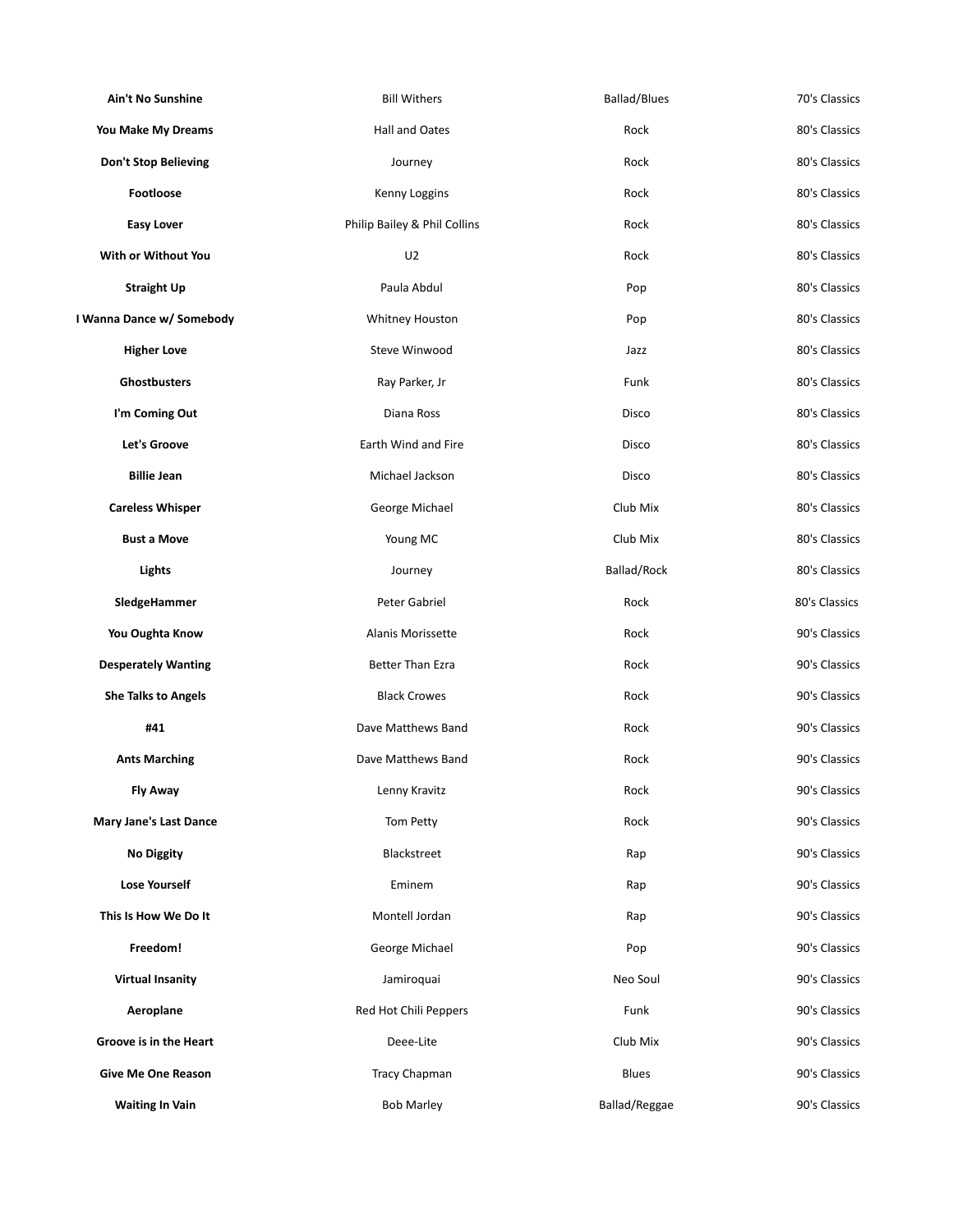| | | | |
|---|---|---|---|
| **Ain't No Sunshine** | Bill Withers | Ballad/Blues | 70's Classics |
| **You Make My Dreams** | Hall and Oates | Rock | 80's Classics |
| **Don't Stop Believing** | Journey | Rock | 80's Classics |
| **Footloose** | Kenny Loggins | Rock | 80's Classics |
| **Easy Lover** | Philip Bailey & Phil Collins | Rock | 80's Classics |
| **With or Without You** | U2 | Rock | 80's Classics |
| **Straight Up** | Paula Abdul | Pop | 80's Classics |
| **I Wanna Dance w/ Somebody** | Whitney Houston | Pop | 80's Classics |
| **Higher Love** | Steve Winwood | Jazz | 80's Classics |
| **Ghostbusters** | Ray Parker, Jr | Funk | 80's Classics |
| **I'm Coming Out** | Diana Ross | Disco | 80's Classics |
| **Let's Groove** | Earth Wind and Fire | Disco | 80's Classics |
| **Billie Jean** | Michael Jackson | Disco | 80's Classics |
| **Careless Whisper** | George Michael | Club Mix | 80's Classics |
| **Bust a Move** | Young MC | Club Mix | 80's Classics |
| **Lights** | Journey | Ballad/Rock | 80's Classics |
| **SledgeHammer** | Peter Gabriel | Rock | 80's Classics |
| **You Oughta Know** | Alanis Morissette | Rock | 90's Classics |
| **Desperately Wanting** | Better Than Ezra | Rock | 90's Classics |
| **She Talks to Angels** | Black Crowes | Rock | 90's Classics |
| **#41** | Dave Matthews Band | Rock | 90's Classics |
| **Ants Marching** | Dave Matthews Band | Rock | 90's Classics |
| **Fly Away** | Lenny Kravitz | Rock | 90's Classics |
| **Mary Jane's Last Dance** | Tom Petty | Rock | 90's Classics |
| **No Diggity** | Blackstreet | Rap | 90's Classics |
| **Lose Yourself** | Eminem | Rap | 90's Classics |
| **This Is How We Do It** | Montell Jordan | Rap | 90's Classics |
| **Freedom!** | George Michael | Pop | 90's Classics |
| **Virtual Insanity** | Jamiroquai | Neo Soul | 90's Classics |
| **Aeroplane** | Red Hot Chili Peppers | Funk | 90's Classics |
| **Groove is in the Heart** | Deee-Lite | Club Mix | 90's Classics |
| **Give Me One Reason** | Tracy Chapman | Blues | 90's Classics |
| **Waiting In Vain** | Bob Marley | Ballad/Reggae | 90's Classics |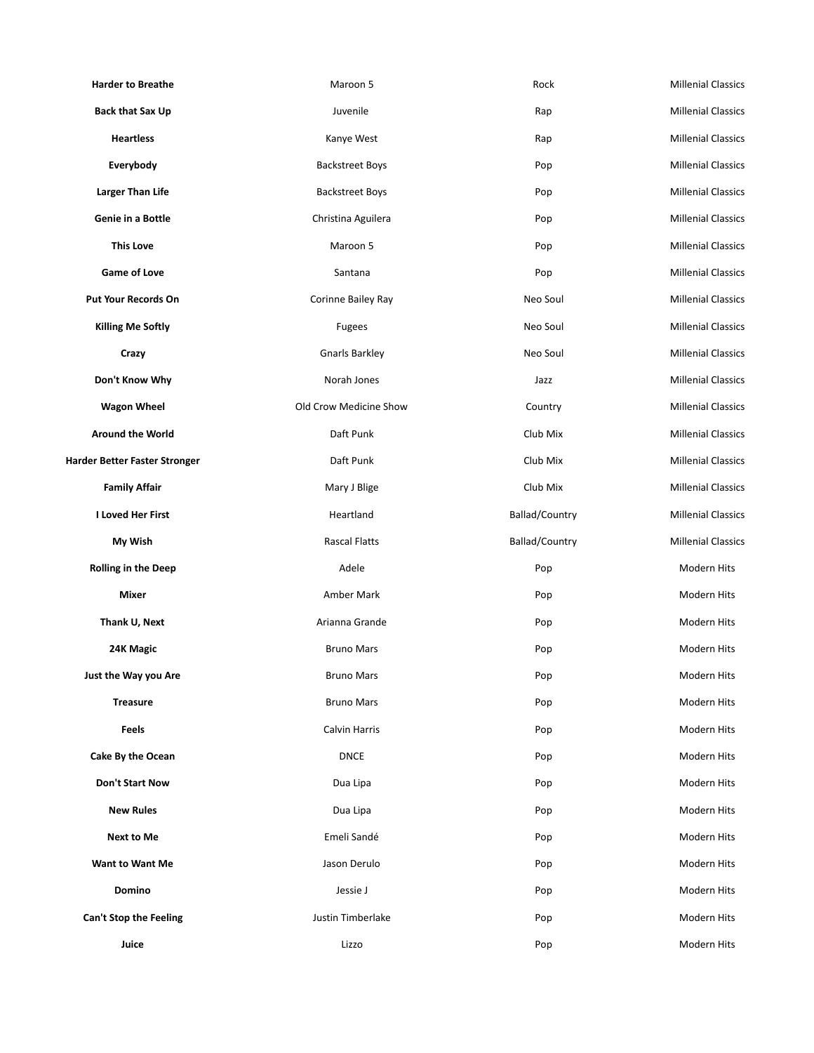| | | | |
|---|---|---|---|
| **Harder to Breathe** | Maroon 5 | Rock | Millenial Classics |
| **Back that Sax Up** | Juvenile | Rap | Millenial Classics |
| **Heartless** | Kanye West | Rap | Millenial Classics |
| **Everybody** | Backstreet Boys | Pop | Millenial Classics |
| **Larger Than Life** | Backstreet Boys | Pop | Millenial Classics |
| **Genie in a Bottle** | Christina Aguilera | Pop | Millenial Classics |
| **This Love** | Maroon 5 | Pop | Millenial Classics |
| **Game of Love** | Santana | Pop | Millenial Classics |
| **Put Your Records On** | Corinne Bailey Ray | Neo Soul | Millenial Classics |
| **Killing Me Softly** | Fugees | Neo Soul | Millenial Classics |
| **Crazy** | Gnarls Barkley | Neo Soul | Millenial Classics |
| **Don't Know Why** | Norah Jones | Jazz | Millenial Classics |
| **Wagon Wheel** | Old Crow Medicine Show | Country | Millenial Classics |
| **Around the World** | Daft Punk | Club Mix | Millenial Classics |
| **Harder Better Faster Stronger** | Daft Punk | Club Mix | Millenial Classics |
| **Family Affair** | Mary J Blige | Club Mix | Millenial Classics |
| **I Loved Her First** | Heartland | Ballad/Country | Millenial Classics |
| **My Wish** | Rascal Flatts | Ballad/Country | Millenial Classics |
| **Rolling in the Deep** | Adele | Pop | Modern Hits |
| **Mixer** | Amber Mark | Pop | Modern Hits |
| **Thank U, Next** | Arianna Grande | Pop | Modern Hits |
| **24K Magic** | Bruno Mars | Pop | Modern Hits |
| **Just the Way you Are** | Bruno Mars | Pop | Modern Hits |
| **Treasure** | Bruno Mars | Pop | Modern Hits |
| **Feels** | Calvin Harris | Pop | Modern Hits |
| **Cake By the Ocean** | DNCE | Pop | Modern Hits |
| **Don't Start Now** | Dua Lipa | Pop | Modern Hits |
| **New Rules** | Dua Lipa | Pop | Modern Hits |
| **Next to Me** | Emeli Sandé | Pop | Modern Hits |
| **Want to Want Me** | Jason Derulo | Pop | Modern Hits |
| **Domino** | Jessie J | Pop | Modern Hits |
| **Can't Stop the Feeling** | Justin Timberlake | Pop | Modern Hits |
| **Juice** | Lizzo | Pop | Modern Hits |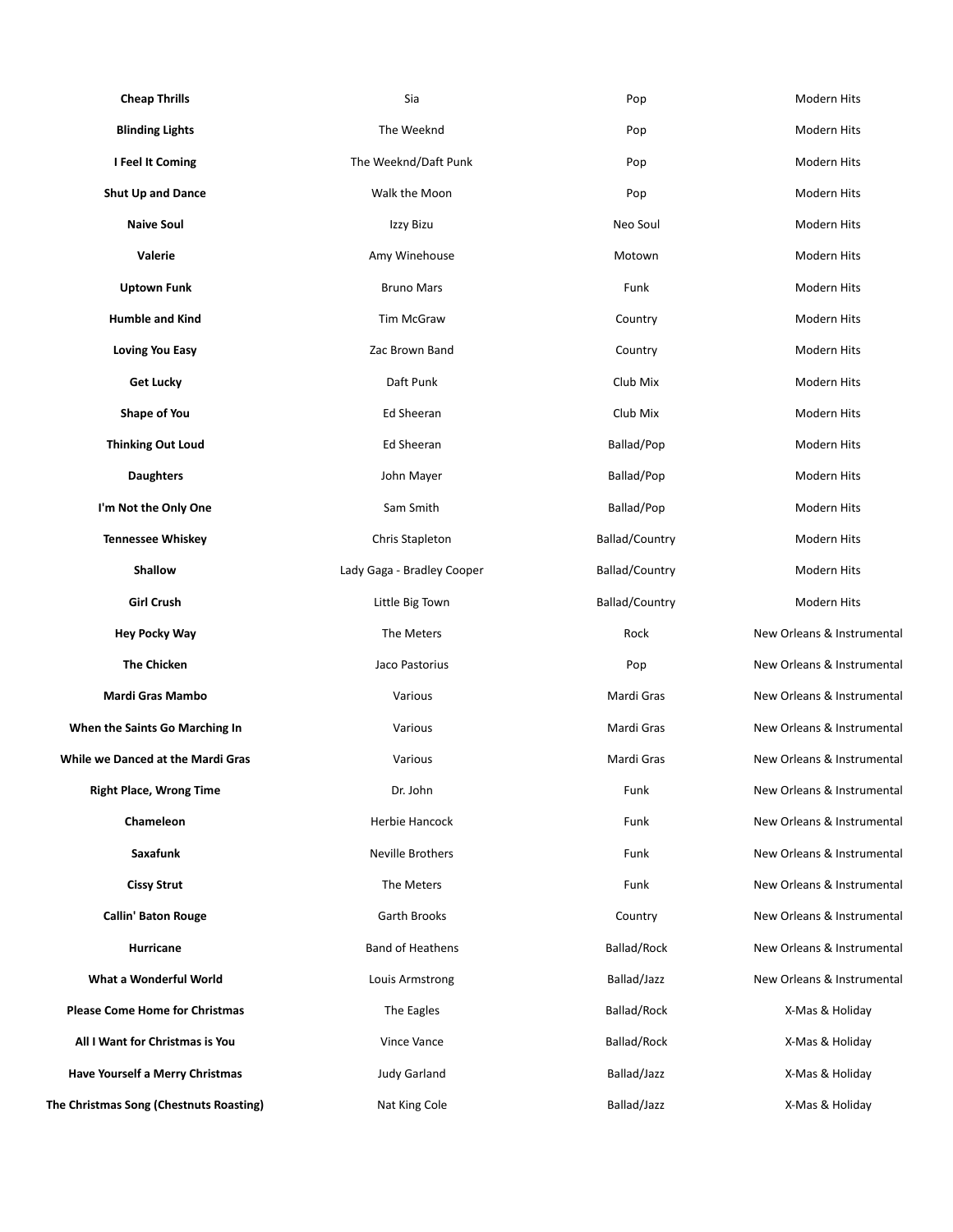| | | | |
|---|---|---|---|
| **Cheap Thrills** | Sia | Pop | Modern Hits |
| **Blinding Lights** | The Weeknd | Pop | Modern Hits |
| **I Feel It Coming** | The Weeknd/Daft Punk | Pop | Modern Hits |
| **Shut Up and Dance** | Walk the Moon | Pop | Modern Hits |
| **Naive Soul** | Izzy Bizu | Neo Soul | Modern Hits |
| **Valerie** | Amy Winehouse | Motown | Modern Hits |
| **Uptown Funk** | Bruno Mars | Funk | Modern Hits |
| **Humble and Kind** | Tim McGraw | Country | Modern Hits |
| **Loving You Easy** | Zac Brown Band | Country | Modern Hits |
| **Get Lucky** | Daft Punk | Club Mix | Modern Hits |
| **Shape of You** | Ed Sheeran | Club Mix | Modern Hits |
| **Thinking Out Loud** | Ed Sheeran | Ballad/Pop | Modern Hits |
| **Daughters** | John Mayer | Ballad/Pop | Modern Hits |
| **I'm Not the Only One** | Sam Smith | Ballad/Pop | Modern Hits |
| **Tennessee Whiskey** | Chris Stapleton | Ballad/Country | Modern Hits |
| **Shallow** | Lady Gaga - Bradley Cooper | Ballad/Country | Modern Hits |
| **Girl Crush** | Little Big Town | Ballad/Country | Modern Hits |
| **Hey Pocky Way** | The Meters | Rock | New Orleans & Instrumental |
| **The Chicken** | Jaco Pastorius | Pop | New Orleans & Instrumental |
| **Mardi Gras Mambo** | Various | Mardi Gras | New Orleans & Instrumental |
| **When the Saints Go Marching In** | Various | Mardi Gras | New Orleans & Instrumental |
| **While we Danced at the Mardi Gras** | Various | Mardi Gras | New Orleans & Instrumental |
| **Right Place, Wrong Time** | Dr. John | Funk | New Orleans & Instrumental |
| **Chameleon** | Herbie Hancock | Funk | New Orleans & Instrumental |
| **Saxafunk** | Neville Brothers | Funk | New Orleans & Instrumental |
| **Cissy Strut** | The Meters | Funk | New Orleans & Instrumental |
| **Callin' Baton Rouge** | Garth Brooks | Country | New Orleans & Instrumental |
| **Hurricane** | Band of Heathens | Ballad/Rock | New Orleans & Instrumental |
| **What a Wonderful World** | Louis Armstrong | Ballad/Jazz | New Orleans & Instrumental |
| **Please Come Home for Christmas** | The Eagles | Ballad/Rock | X-Mas & Holiday |
| **All I Want for Christmas is You** | Vince Vance | Ballad/Rock | X-Mas & Holiday |
| **Have Yourself a Merry Christmas** | Judy Garland | Ballad/Jazz | X-Mas & Holiday |
| **The Christmas Song (Chestnuts Roasting)** | Nat King Cole | Ballad/Jazz | X-Mas & Holiday |